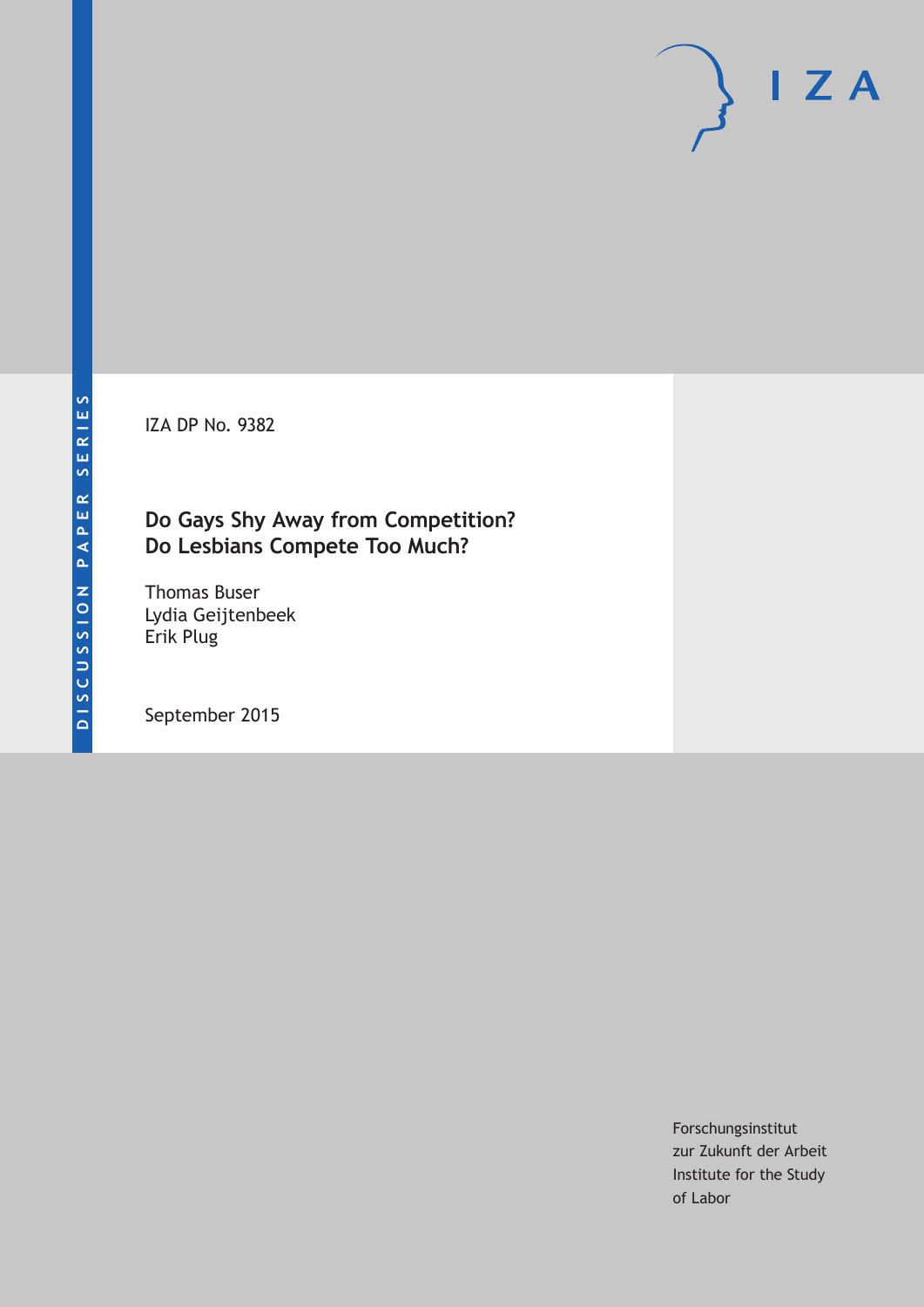DISCUSSION PAPER SERIES

IZA DP No. 9382

# Do Gays Shy Away from Competition? Do Lesbians Compete Too Much?

Thomas Buser
Lydia Geijtenbeek
Erik Plug

September 2015

Forschungsinstitut
zur Zukunft der Arbeit
Institute for the Study
of Labor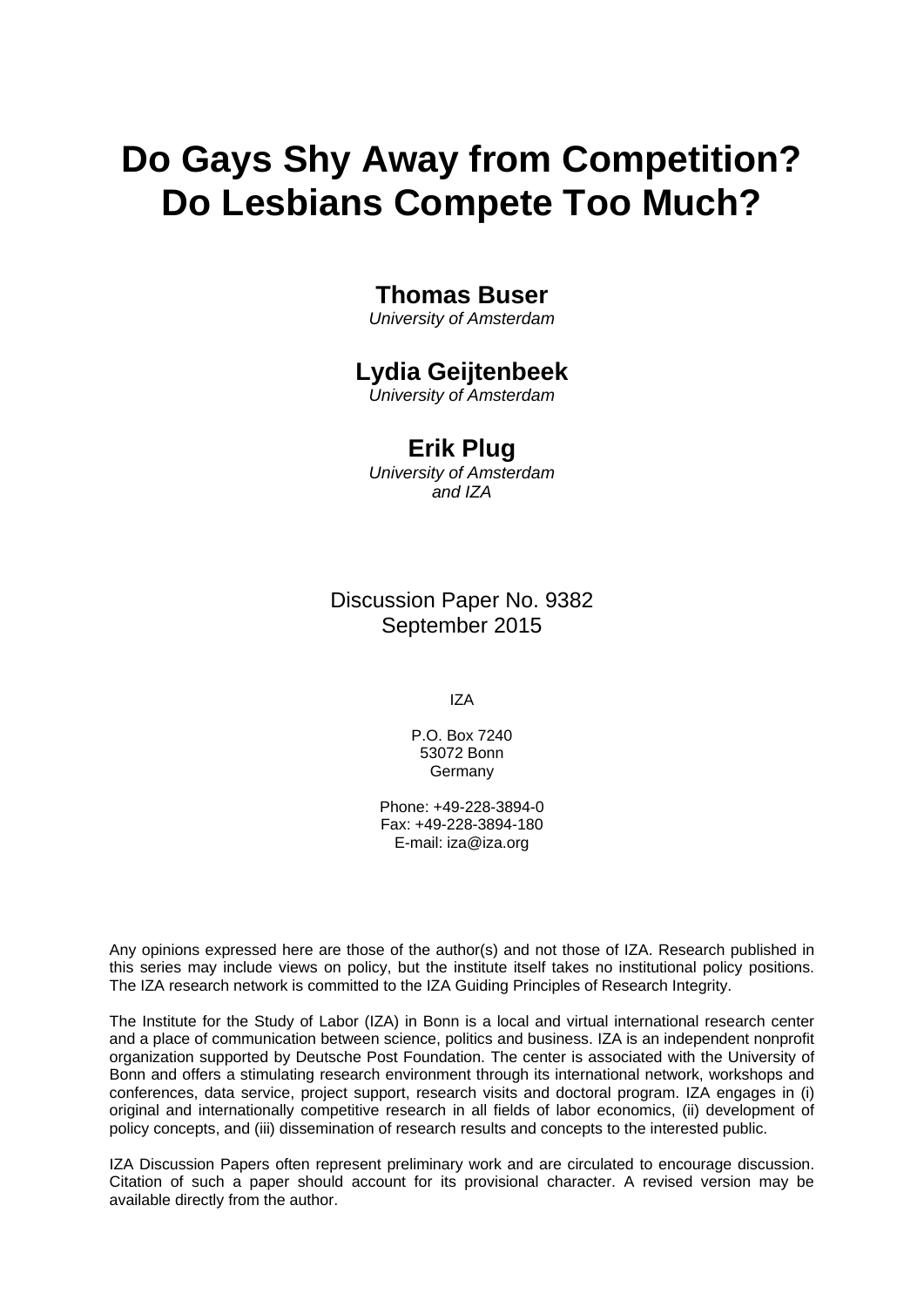# Do Gays Shy Away from Competition? Do Lesbians Compete Too Much?

**Thomas Buser**
*University of Amsterdam*

**Lydia Geijtenbeek**
*University of Amsterdam*

**Erik Plug**
*University of Amsterdam and IZA*

Discussion Paper No. 9382
September 2015

IZA

P.O. Box 7240
53072 Bonn
Germany

Phone: +49-228-3894-0
Fax: +49-228-3894-180
E-mail: iza@iza.org

Any opinions expressed here are those of the author(s) and not those of IZA. Research published in this series may include views on policy, but the institute itself takes no institutional policy positions. The IZA research network is committed to the IZA Guiding Principles of Research Integrity.

The Institute for the Study of Labor (IZA) in Bonn is a local and virtual international research center and a place of communication between science, politics and business. IZA is an independent nonprofit organization supported by Deutsche Post Foundation. The center is associated with the University of Bonn and offers a stimulating research environment through its international network, workshops and conferences, data service, project support, research visits and doctoral program. IZA engages in (i) original and internationally competitive research in all fields of labor economics, (ii) development of policy concepts, and (iii) dissemination of research results and concepts to the interested public.

IZA Discussion Papers often represent preliminary work and are circulated to encourage discussion. Citation of such a paper should account for its provisional character. A revised version may be available directly from the author.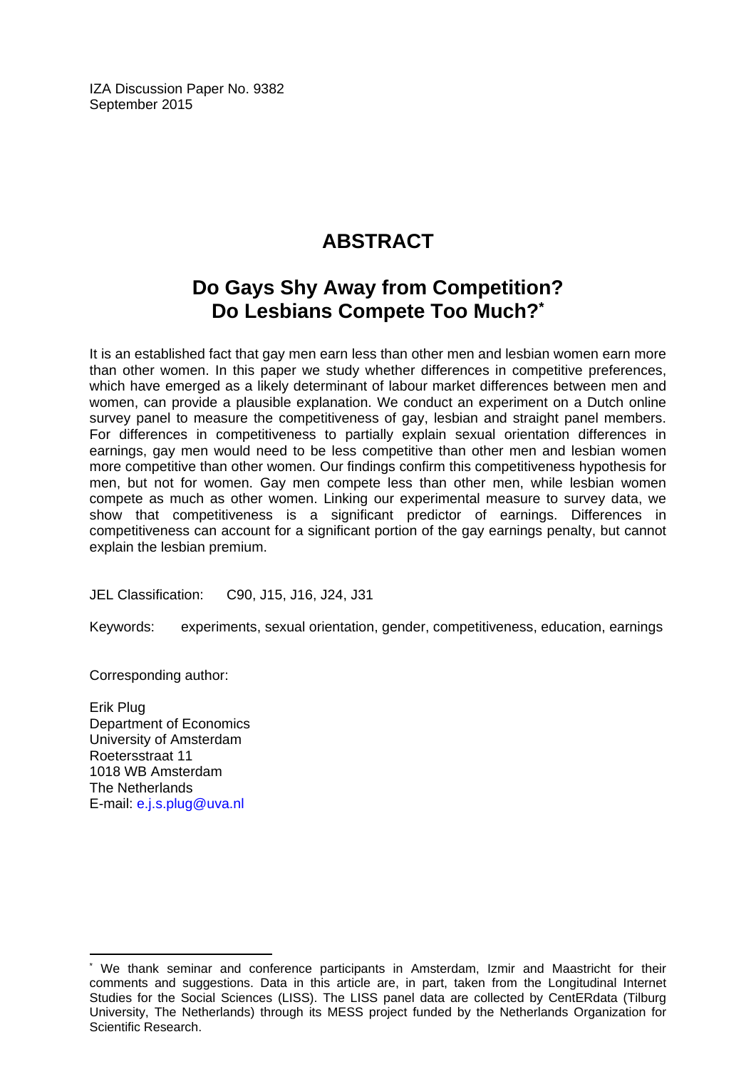IZA Discussion Paper No. 9382
September 2015

# ABSTRACT

## Do Gays Shy Away from Competition? Do Lesbians Compete Too Much?*

It is an established fact that gay men earn less than other men and lesbian women earn more than other women. In this paper we study whether differences in competitive preferences, which have emerged as a likely determinant of labour market differences between men and women, can provide a plausible explanation. We conduct an experiment on a Dutch online survey panel to measure the competitiveness of gay, lesbian and straight panel members. For differences in competitiveness to partially explain sexual orientation differences in earnings, gay men would need to be less competitive than other men and lesbian women more competitive than other women. Our findings confirm this competitiveness hypothesis for men, but not for women. Gay men compete less than other men, while lesbian women compete as much as other women. Linking our experimental measure to survey data, we show that competitiveness is a significant predictor of earnings. Differences in competitiveness can account for a significant portion of the gay earnings penalty, but cannot explain the lesbian premium.

JEL Classification: C90, J15, J16, J24, J31

Keywords: experiments, sexual orientation, gender, competitiveness, education, earnings

Corresponding author:

Erik Plug
Department of Economics
University of Amsterdam
Roetersstraat 11
1018 WB Amsterdam
The Netherlands
E-mail: e.j.s.plug@uva.nl

---

* We thank seminar and conference participants in Amsterdam, Izmir and Maastricht for their comments and suggestions. Data in this article are, in part, taken from the Longitudinal Internet Studies for the Social Sciences (LISS). The LISS panel data are collected by CentERdata (Tilburg University, The Netherlands) through its MESS project funded by the Netherlands Organization for Scientific Research.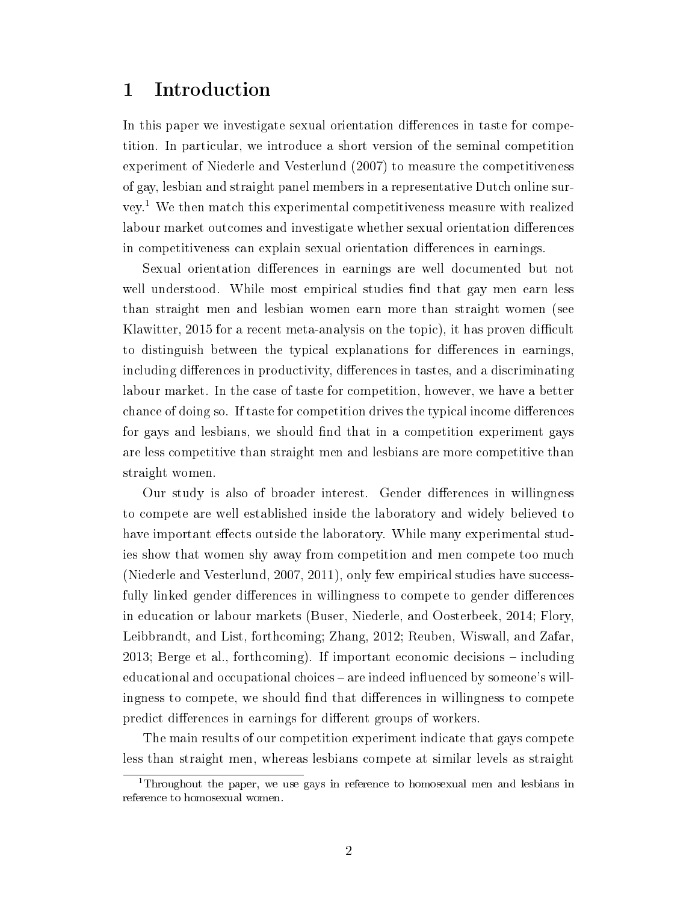# 1 Introduction

In this paper we investigate sexual orientation differences in taste for competition. In particular, we introduce a short version of the seminal competition experiment of Niederle and Vesterlund (2007) to measure the competitiveness of gay, lesbian and straight panel members in a representative Dutch online survey.[1] We then match this experimental competitiveness measure with realized labour market outcomes and investigate whether sexual orientation differences in competitiveness can explain sexual orientation differences in earnings.

Sexual orientation differences in earnings are well documented but not well understood. While most empirical studies find that gay men earn less than straight men and lesbian women earn more than straight women (see Klawitter, 2015 for a recent meta-analysis on the topic), it has proven difficult to distinguish between the typical explanations for differences in earnings, including differences in productivity, differences in tastes, and a discriminating labour market. In the case of taste for competition, however, we have a better chance of doing so. If taste for competition drives the typical income differences for gays and lesbians, we should find that in a competition experiment gays are less competitive than straight men and lesbians are more competitive than straight women.

Our study is also of broader interest. Gender differences in willingness to compete are well established inside the laboratory and widely believed to have important effects outside the laboratory. While many experimental studies show that women shy away from competition and men compete too much (Niederle and Vesterlund, 2007, 2011), only few empirical studies have successfully linked gender differences in willingness to compete to gender differences in education or labour markets (Buser, Niederle, and Oosterbeek, 2014; Flory, Leibbrandt, and List, forthcoming; Zhang, 2012; Reuben, Wiswall, and Zafar, 2013; Berge et al., forthcoming). If important economic decisions – including educational and occupational choices – are indeed influenced by someone's willingness to compete, we should find that differences in willingness to compete predict differences in earnings for different groups of workers.

The main results of our competition experiment indicate that gays compete less than straight men, whereas lesbians compete at similar levels as straight

[1] Throughout the paper, we use gays in reference to homosexual men and lesbians in reference to homosexual women.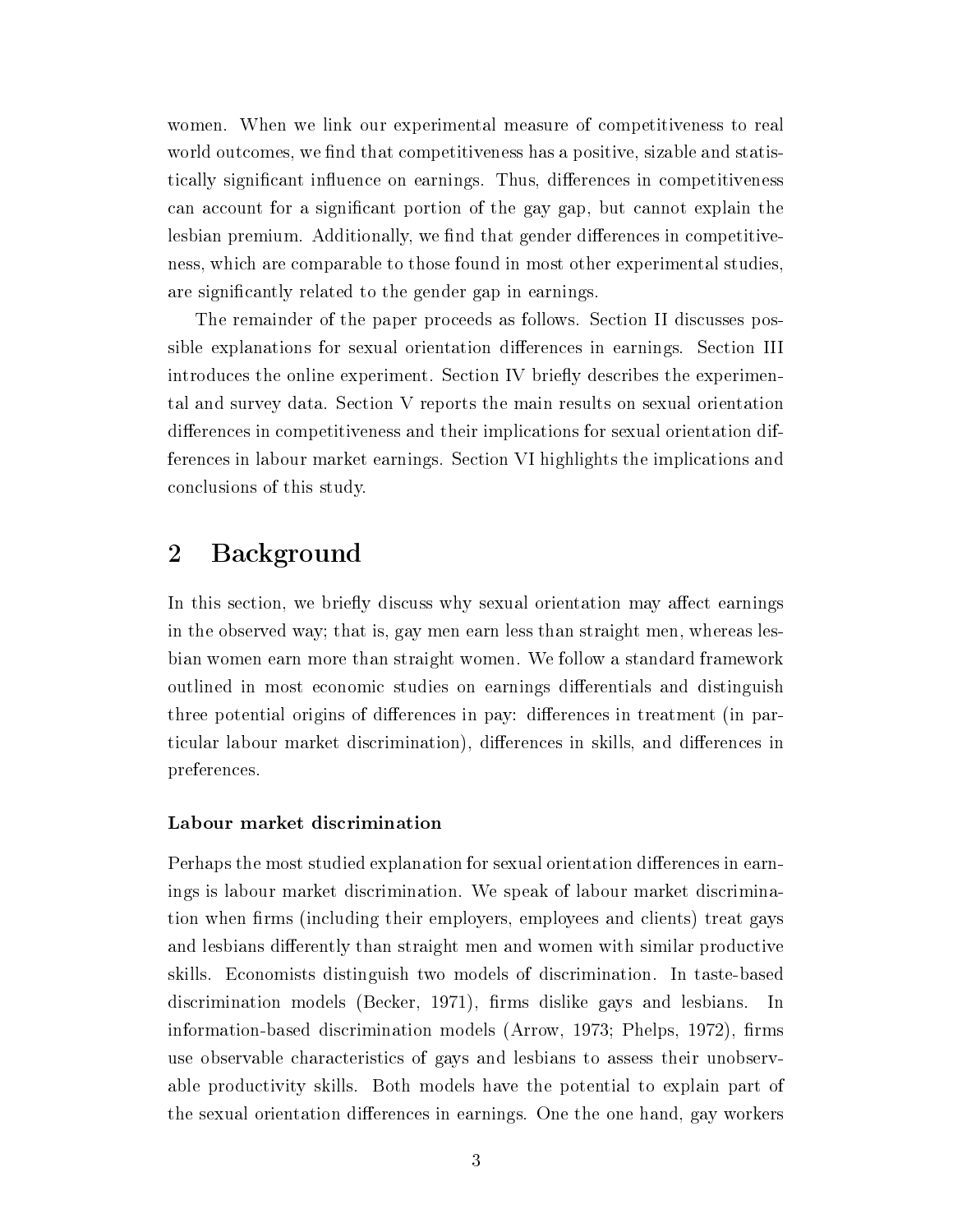women. When we link our experimental measure of competitiveness to real world outcomes, we find that competitiveness has a positive, sizable and statistically significant influence on earnings. Thus, differences in competitiveness can account for a significant portion of the gay gap, but cannot explain the lesbian premium. Additionally, we find that gender differences in competitiveness, which are comparable to those found in most other experimental studies, are significantly related to the gender gap in earnings.

The remainder of the paper proceeds as follows. Section II discusses possible explanations for sexual orientation differences in earnings. Section III introduces the online experiment. Section IV briefly describes the experimental and survey data. Section V reports the main results on sexual orientation differences in competitiveness and their implications for sexual orientation differences in labour market earnings. Section VI highlights the implications and conclusions of this study.

## 2 Background

In this section, we briefly discuss why sexual orientation may affect earnings in the observed way; that is, gay men earn less than straight men, whereas lesbian women earn more than straight women. We follow a standard framework outlined in most economic studies on earnings differentials and distinguish three potential origins of differences in pay: differences in treatment (in particular labour market discrimination), differences in skills, and differences in preferences.

### Labour market discrimination

Perhaps the most studied explanation for sexual orientation differences in earnings is labour market discrimination. We speak of labour market discrimination when firms (including their employers, employees and clients) treat gays and lesbians differently than straight men and women with similar productive skills. Economists distinguish two models of discrimination. In taste-based discrimination models (Becker, 1971), firms dislike gays and lesbians. In information-based discrimination models (Arrow, 1973; Phelps, 1972), firms use observable characteristics of gays and lesbians to assess their unobservable productivity skills. Both models have the potential to explain part of the sexual orientation differences in earnings. One the one hand, gay workers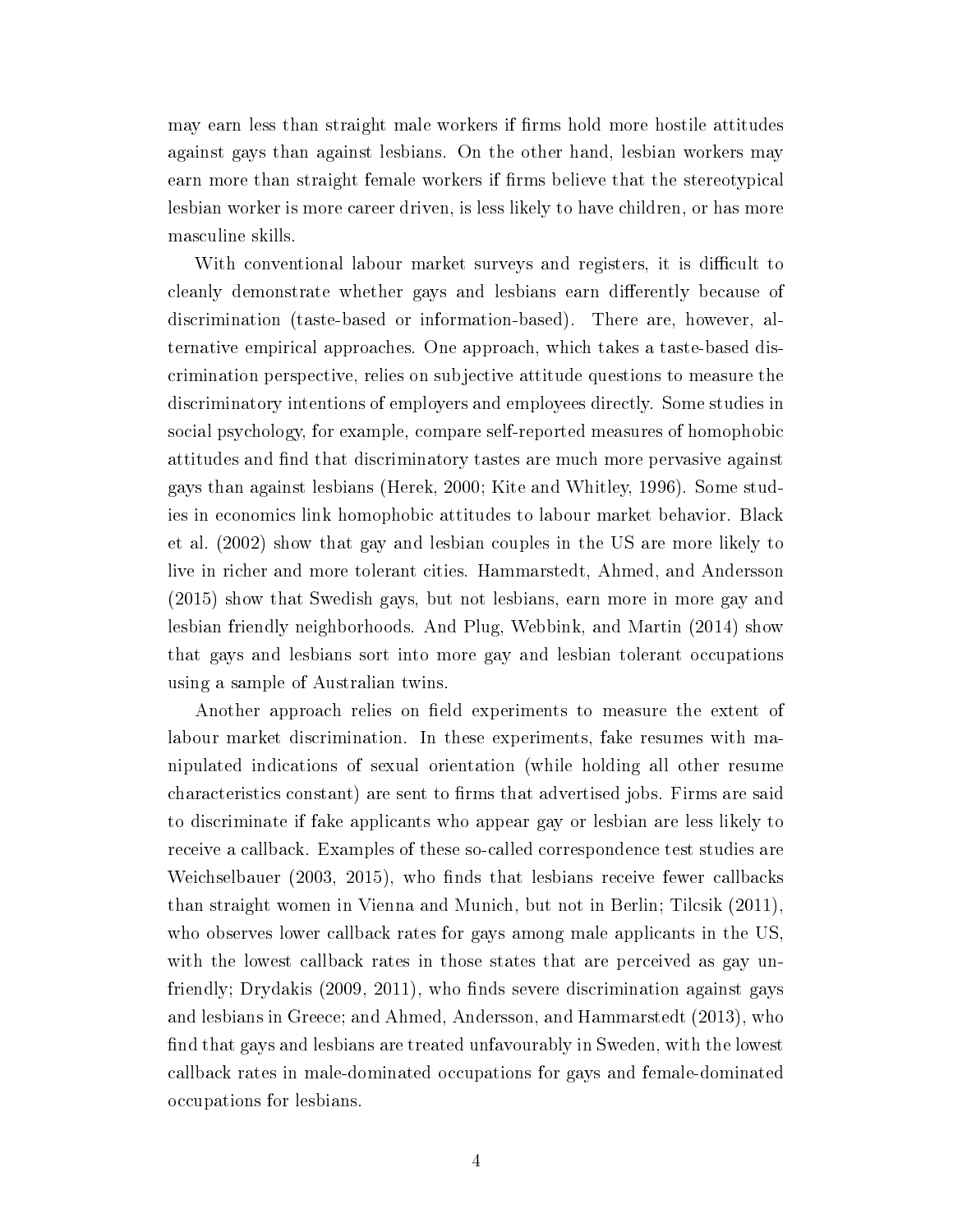may earn less than straight male workers if firms hold more hostile attitudes against gays than against lesbians. On the other hand, lesbian workers may earn more than straight female workers if firms believe that the stereotypical lesbian worker is more career driven, is less likely to have children, or has more masculine skills.

With conventional labour market surveys and registers, it is difficult to cleanly demonstrate whether gays and lesbians earn differently because of discrimination (taste-based or information-based). There are, however, alternative empirical approaches. One approach, which takes a taste-based discrimination perspective, relies on subjective attitude questions to measure the discriminatory intentions of employers and employees directly. Some studies in social psychology, for example, compare self-reported measures of homophobic attitudes and find that discriminatory tastes are much more pervasive against gays than against lesbians (Herek, 2000; Kite and Whitley, 1996). Some studies in economics link homophobic attitudes to labour market behavior. Black et al. (2002) show that gay and lesbian couples in the US are more likely to live in richer and more tolerant cities. Hammarstedt, Ahmed, and Andersson (2015) show that Swedish gays, but not lesbians, earn more in more gay and lesbian friendly neighborhoods. And Plug, Webbink, and Martin (2014) show that gays and lesbians sort into more gay and lesbian tolerant occupations using a sample of Australian twins.

Another approach relies on field experiments to measure the extent of labour market discrimination. In these experiments, fake resumes with manipulated indications of sexual orientation (while holding all other resume characteristics constant) are sent to firms that advertised jobs. Firms are said to discriminate if fake applicants who appear gay or lesbian are less likely to receive a callback. Examples of these so-called correspondence test studies are Weichselbauer (2003, 2015), who finds that lesbians receive fewer callbacks than straight women in Vienna and Munich, but not in Berlin; Tilcsik (2011), who observes lower callback rates for gays among male applicants in the US, with the lowest callback rates in those states that are perceived as gay unfriendly; Drydakis (2009, 2011), who finds severe discrimination against gays and lesbians in Greece; and Ahmed, Andersson, and Hammarstedt (2013), who find that gays and lesbians are treated unfavourably in Sweden, with the lowest callback rates in male-dominated occupations for gays and female-dominated occupations for lesbians.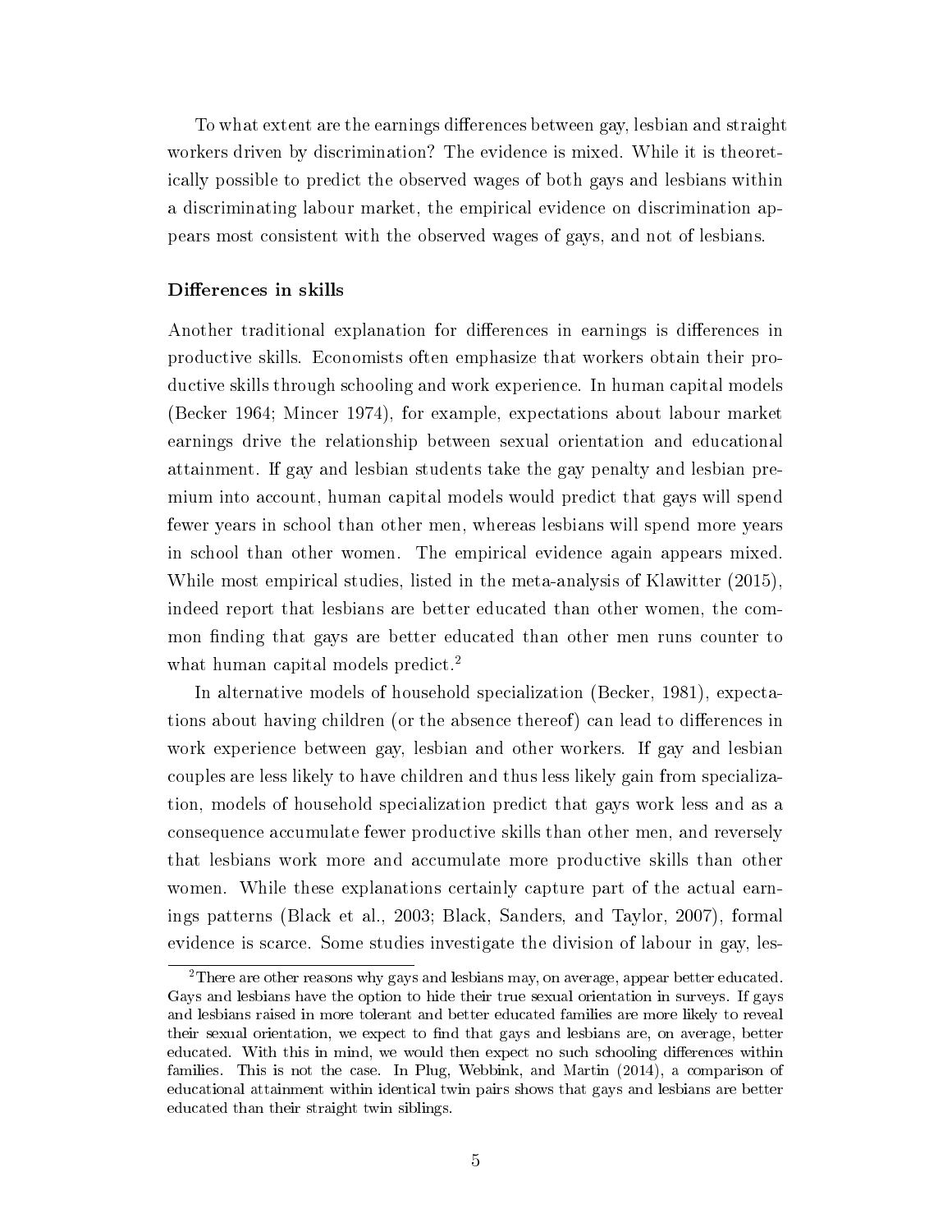To what extent are the earnings differences between gay, lesbian and straight workers driven by discrimination? The evidence is mixed. While it is theoretically possible to predict the observed wages of both gays and lesbians within a discriminating labour market, the empirical evidence on discrimination appears most consistent with the observed wages of gays, and not of lesbians.

### Differences in skills

Another traditional explanation for differences in earnings is differences in productive skills. Economists often emphasize that workers obtain their productive skills through schooling and work experience. In human capital models (Becker 1964; Mincer 1974), for example, expectations about labour market earnings drive the relationship between sexual orientation and educational attainment. If gay and lesbian students take the gay penalty and lesbian premium into account, human capital models would predict that gays will spend fewer years in school than other men, whereas lesbians will spend more years in school than other women. The empirical evidence again appears mixed. While most empirical studies, listed in the meta-analysis of Klawitter (2015), indeed report that lesbians are better educated than other women, the common finding that gays are better educated than other men runs counter to what human capital models predict.[2]

In alternative models of household specialization (Becker, 1981), expectations about having children (or the absence thereof) can lead to differences in work experience between gay, lesbian and other workers. If gay and lesbian couples are less likely to have children and thus less likely gain from specialization, models of household specialization predict that gays work less and as a consequence accumulate fewer productive skills than other men, and reversely that lesbians work more and accumulate more productive skills than other women. While these explanations certainly capture part of the actual earnings patterns (Black et al., 2003; Black, Sanders, and Taylor, 2007), formal evidence is scarce. Some studies investigate the division of labour in gay, les-

[2] There are other reasons why gays and lesbians may, on average, appear better educated. Gays and lesbians have the option to hide their true sexual orientation in surveys. If gays and lesbians raised in more tolerant and better educated families are more likely to reveal their sexual orientation, we expect to find that gays and lesbians are, on average, better educated. With this in mind, we would then expect no such schooling differences within families. This is not the case. In Plug, Webbink, and Martin (2014), a comparison of educational attainment within identical twin pairs shows that gays and lesbians are better educated than their straight twin siblings.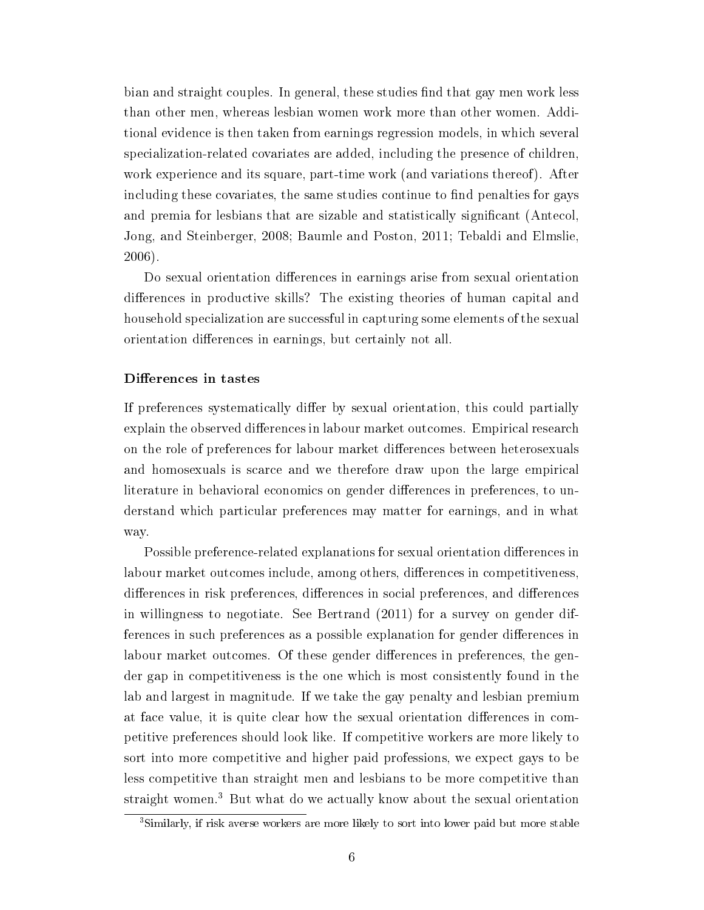bian and straight couples. In general, these studies find that gay men work less than other men, whereas lesbian women work more than other women. Additional evidence is then taken from earnings regression models, in which several specialization-related covariates are added, including the presence of children, work experience and its square, part-time work (and variations thereof). After including these covariates, the same studies continue to find penalties for gays and premia for lesbians that are sizable and statistically significant (Antecol, Jong, and Steinberger, 2008; Baumle and Poston, 2011; Tebaldi and Elmslie, 2006).

Do sexual orientation differences in earnings arise from sexual orientation differences in productive skills? The existing theories of human capital and household specialization are successful in capturing some elements of the sexual orientation differences in earnings, but certainly not all.

#### Differences in tastes

If preferences systematically differ by sexual orientation, this could partially explain the observed differences in labour market outcomes. Empirical research on the role of preferences for labour market differences between heterosexuals and homosexuals is scarce and we therefore draw upon the large empirical literature in behavioral economics on gender differences in preferences, to understand which particular preferences may matter for earnings, and in what way.

Possible preference-related explanations for sexual orientation differences in labour market outcomes include, among others, differences in competitiveness, differences in risk preferences, differences in social preferences, and differences in willingness to negotiate. See Bertrand (2011) for a survey on gender differences in such preferences as a possible explanation for gender differences in labour market outcomes. Of these gender differences in preferences, the gender gap in competitiveness is the one which is most consistently found in the lab and largest in magnitude. If we take the gay penalty and lesbian premium at face value, it is quite clear how the sexual orientation differences in competitive preferences should look like. If competitive workers are more likely to sort into more competitive and higher paid professions, we expect gays to be less competitive than straight men and lesbians to be more competitive than straight women.[3] But what do we actually know about the sexual orientation

[3] Similarly, if risk averse workers are more likely to sort into lower paid but more stable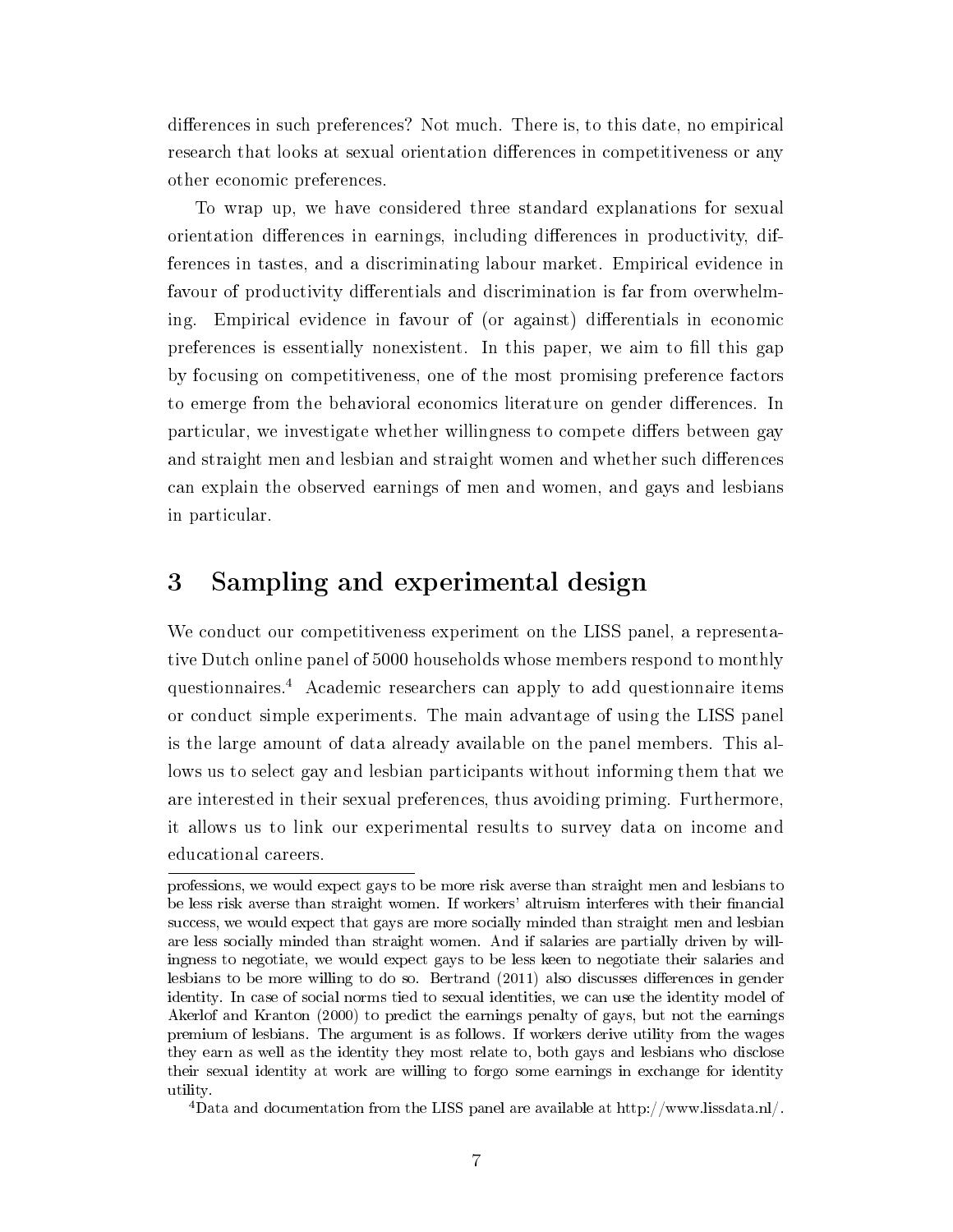differences in such preferences? Not much. There is, to this date, no empirical research that looks at sexual orientation differences in competitiveness or any other economic preferences.

To wrap up, we have considered three standard explanations for sexual orientation differences in earnings, including differences in productivity, differences in tastes, and a discriminating labour market. Empirical evidence in favour of productivity differentials and discrimination is far from overwhelming. Empirical evidence in favour of (or against) differentials in economic preferences is essentially nonexistent. In this paper, we aim to fill this gap by focusing on competitiveness, one of the most promising preference factors to emerge from the behavioral economics literature on gender differences. In particular, we investigate whether willingness to compete differs between gay and straight men and lesbian and straight women and whether such differences can explain the observed earnings of men and women, and gays and lesbians in particular.

# 3 Sampling and experimental design

We conduct our competitiveness experiment on the LISS panel, a representative Dutch online panel of 5000 households whose members respond to monthly questionnaires.[4] Academic researchers can apply to add questionnaire items or conduct simple experiments. The main advantage of using the LISS panel is the large amount of data already available on the panel members. This allows us to select gay and lesbian participants without informing them that we are interested in their sexual preferences, thus avoiding priming. Furthermore, it allows us to link our experimental results to survey data on income and educational careers.

---

professions, we would expect gays to be more risk averse than straight men and lesbians to be less risk averse than straight women. If workers' altruism interferes with their financial success, we would expect that gays are more socially minded than straight men and lesbian are less socially minded than straight women. And if salaries are partially driven by willingness to negotiate, we would expect gays to be less keen to negotiate their salaries and lesbians to be more willing to do so. Bertrand (2011) also discusses differences in gender identity. In case of social norms tied to sexual identities, we can use the identity model of Akerlof and Kranton (2000) to predict the earnings penalty of gays, but not the earnings premium of lesbians. The argument is as follows. If workers derive utility from the wages they earn as well as the identity they most relate to, both gays and lesbians who disclose their sexual identity at work are willing to forgo some earnings in exchange for identity utility.

[4] Data and documentation from the LISS panel are available at http://www.lissdata.nl/.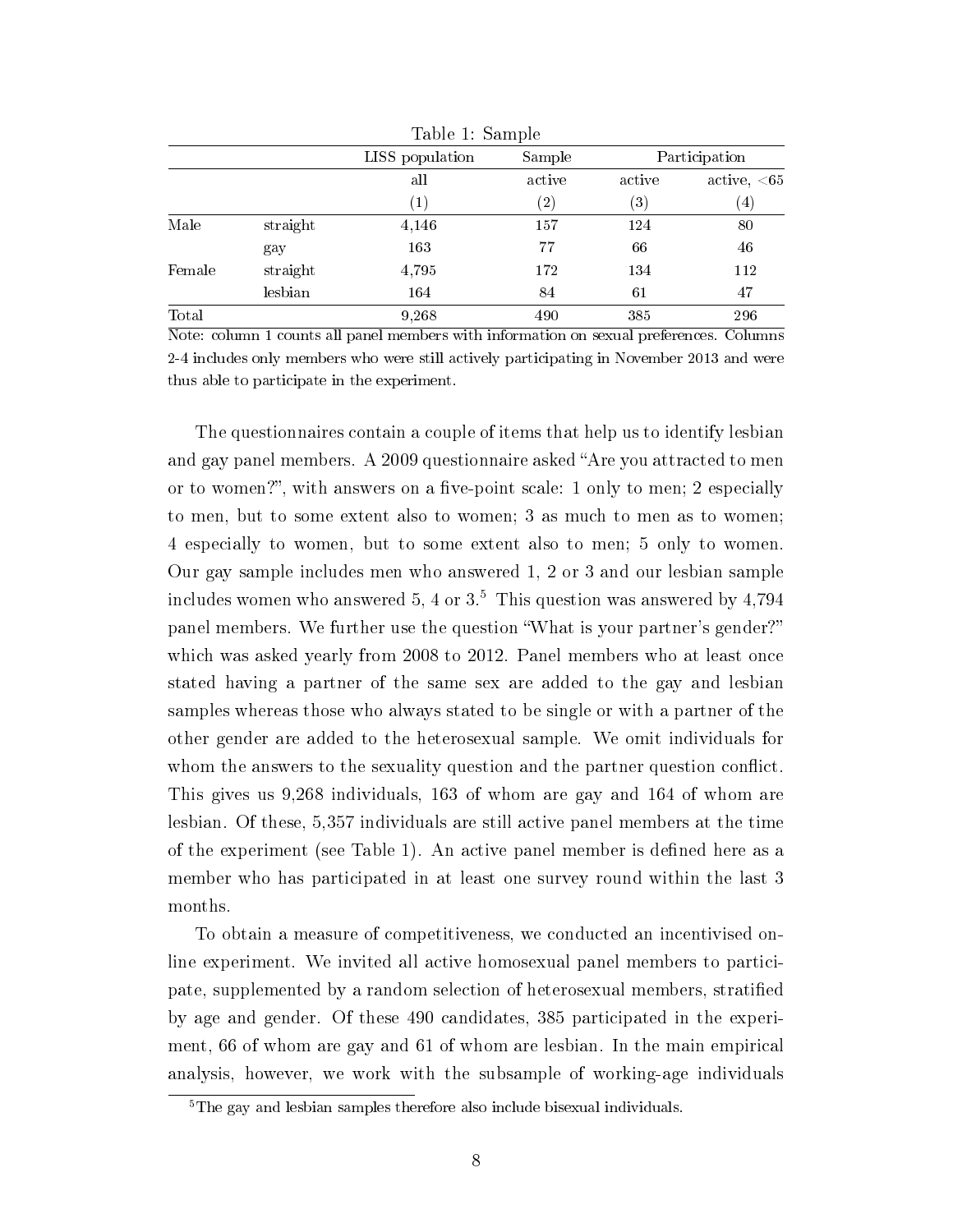Table 1: Sample

| | | LISS population | Sample | Participation | |
|---|---|---|---|---|---|
| | | all | active | active | active, <65 |
| | | (1) | (2) | (3) | (4) |
| Male | straight | 4,146 | 157 | 124 | 80 |
| | gay | 163 | 77 | 66 | 46 |
| Female | straight | 4,795 | 172 | 134 | 112 |
| | lesbian | 164 | 84 | 61 | 47 |
| Total | | 9,268 | 490 | 385 | 296 |

Note: column 1 counts all panel members with information on sexual preferences. Columns 2-4 includes only members who were still actively participating in November 2013 and were thus able to participate in the experiment.

The questionnaires contain a couple of items that help us to identify lesbian and gay panel members. A 2009 questionnaire asked "Are you attracted to men or to women?", with answers on a five-point scale: 1 only to men; 2 especially to men, but to some extent also to women; 3 as much to men as to women; 4 especially to women, but to some extent also to men; 5 only to women. Our gay sample includes men who answered 1, 2 or 3 and our lesbian sample includes women who answered 5, 4 or 3.[5] This question was answered by 4,794 panel members. We further use the question "What is your partner's gender?" which was asked yearly from 2008 to 2012. Panel members who at least once stated having a partner of the same sex are added to the gay and lesbian samples whereas those who always stated to be single or with a partner of the other gender are added to the heterosexual sample. We omit individuals for whom the answers to the sexuality question and the partner question conflict. This gives us 9,268 individuals, 163 of whom are gay and 164 of whom are lesbian. Of these, 5,357 individuals are still active panel members at the time of the experiment (see Table 1). An active panel member is defined here as a member who has participated in at least one survey round within the last 3 months.

To obtain a measure of competitiveness, we conducted an incentivised online experiment. We invited all active homosexual panel members to participate, supplemented by a random selection of heterosexual members, stratified by age and gender. Of these 490 candidates, 385 participated in the experiment, 66 of whom are gay and 61 of whom are lesbian. In the main empirical analysis, however, we work with the subsample of working-age individuals

[5] The gay and lesbian samples therefore also include bisexual individuals.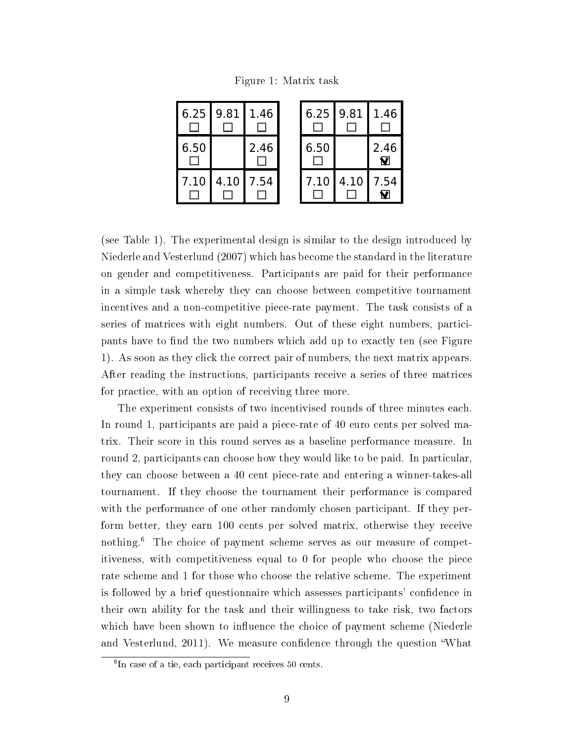Figure 1: Matrix task

| 6.25 ☐ | 9.81 ☐ | 1.46 ☐ |
|---|---|---|
| 6.50 ☐ | | 2.46 ☐ |
| 7.10 ☐ | 4.10 ☐ | 7.54 ☐ |

| 6.25 ☐ | 9.81 ☐ | 1.46 ☐ |
|---|---|---|
| 6.50 ☐ | | 2.46 ☑ |
| 7.10 ☐ | 4.10 ☐ | 7.54 ☑ |

(see Table 1). The experimental design is similar to the design introduced by Niederle and Vesterlund (2007) which has become the standard in the literature on gender and competitiveness. Participants are paid for their performance in a simple task whereby they can choose between competitive tournament incentives and a non-competitive piece-rate payment. The task consists of a series of matrices with eight numbers. Out of these eight numbers, participants have to find the two numbers which add up to exactly ten (see Figure 1). As soon as they click the correct pair of numbers, the next matrix appears. After reading the instructions, participants receive a series of three matrices for practice, with an option of receiving three more.

The experiment consists of two incentivised rounds of three minutes each. In round 1, participants are paid a piece-rate of 40 euro cents per solved matrix. Their score in this round serves as a baseline performance measure. In round 2, participants can choose how they would like to be paid. In particular, they can choose between a 40 cent piece-rate and entering a winner-takes-all tournament. If they choose the tournament their performance is compared with the performance of one other randomly chosen participant. If they perform better, they earn 100 cents per solved matrix, otherwise they receive nothing.[6] The choice of payment scheme serves as our measure of competitiveness, with competitiveness equal to 0 for people who choose the piece rate scheme and 1 for those who choose the relative scheme. The experiment is followed by a brief questionnaire which assesses participants' confidence in their own ability for the task and their willingness to take risk, two factors which have been shown to influence the choice of payment scheme (Niederle and Vesterlund, 2011). We measure confidence through the question "What

[6] In case of a tie, each participant receives 50 cents.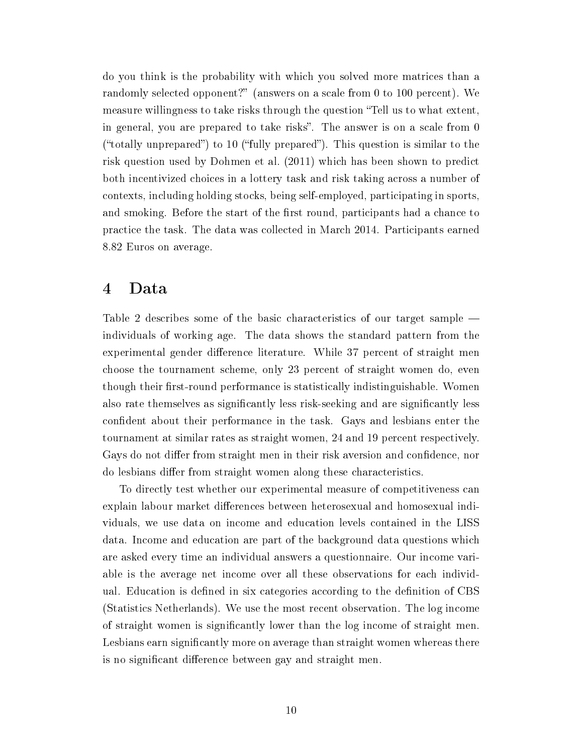do you think is the probability with which you solved more matrices than a randomly selected opponent?" (answers on a scale from 0 to 100 percent). We measure willingness to take risks through the question "Tell us to what extent, in general, you are prepared to take risks". The answer is on a scale from 0 ("totally unprepared") to 10 ("fully prepared"). This question is similar to the risk question used by Dohmen et al. (2011) which has been shown to predict both incentivized choices in a lottery task and risk taking across a number of contexts, including holding stocks, being self-employed, participating in sports, and smoking. Before the start of the first round, participants had a chance to practice the task. The data was collected in March 2014. Participants earned 8.82 Euros on average.

## 4 Data

Table 2 describes some of the basic characteristics of our target sample — individuals of working age. The data shows the standard pattern from the experimental gender difference literature. While 37 percent of straight men choose the tournament scheme, only 23 percent of straight women do, even though their first-round performance is statistically indistinguishable. Women also rate themselves as significantly less risk-seeking and are significantly less confident about their performance in the task. Gays and lesbians enter the tournament at similar rates as straight women, 24 and 19 percent respectively. Gays do not differ from straight men in their risk aversion and confidence, nor do lesbians differ from straight women along these characteristics.

To directly test whether our experimental measure of competitiveness can explain labour market differences between heterosexual and homosexual individuals, we use data on income and education levels contained in the LISS data. Income and education are part of the background data questions which are asked every time an individual answers a questionnaire. Our income variable is the average net income over all these observations for each individual. Education is defined in six categories according to the definition of CBS (Statistics Netherlands). We use the most recent observation. The log income of straight women is significantly lower than the log income of straight men. Lesbians earn significantly more on average than straight women whereas there is no significant difference between gay and straight men.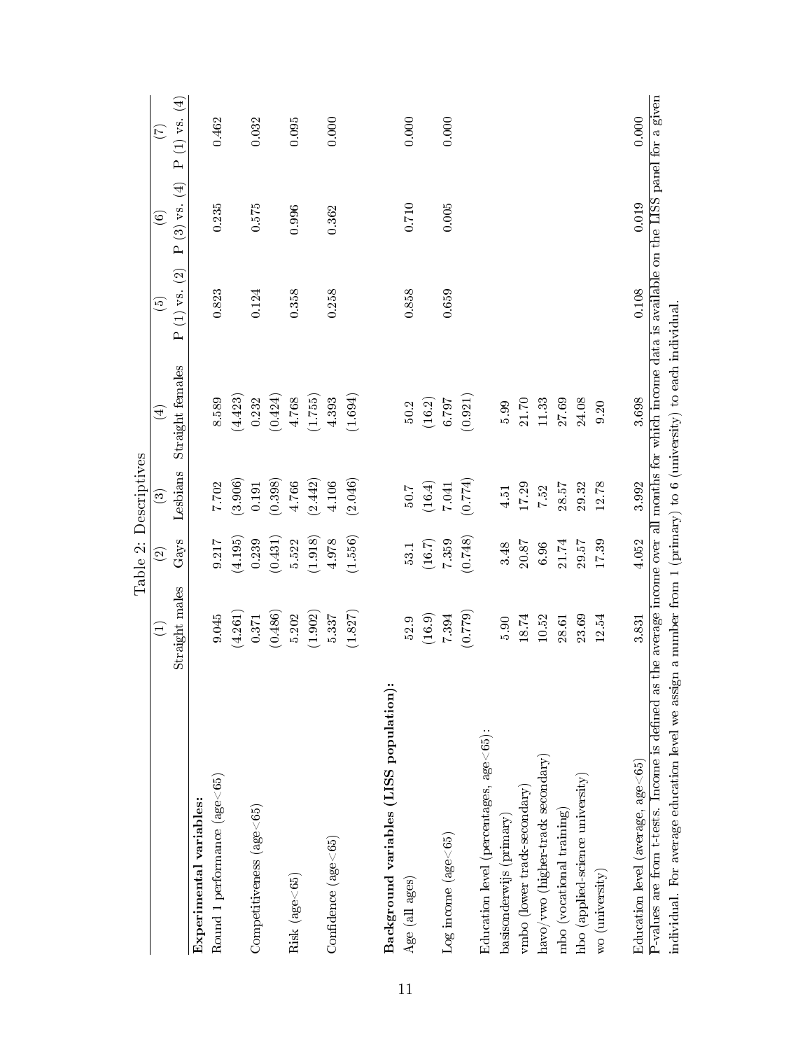Table 2: Descriptives

| | (1) Straight males | (2) Gays | (3) Lesbians | (4) Straight females | (5) P (1) vs. (2) | (6) P (3) vs. (4) | (7) P (1) vs. (4) |
|---|---|---|---|---|---|---|---|
| **Experimental variables:** | | | | | | | |
| Round 1 performance (age<65) | 9.045 | 9.217 | 7.702 | 8.589 | 0.823 | 0.235 | 0.462 |
| | (4.261) | (4.195) | (3.906) | (4.423) | | | |
| Competitiveness (age<65) | 0.371 | 0.239 | 0.191 | 0.232 | 0.124 | 0.575 | 0.032 |
| | (0.486) | (0.431) | (0.398) | (0.424) | | | |
| Risk (age<65) | 5.202 | 5.522 | 4.766 | 4.768 | 0.358 | 0.996 | 0.095 |
| | (1.902) | (1.918) | (2.442) | (1.755) | | | |
| Confidence (age<65) | 5.337 | 4.978 | 4.106 | 4.393 | 0.258 | 0.362 | 0.000 |
| | (1.827) | (1.556) | (2.046) | (1.694) | | | |
| **Background variables (LISS population):** | | | | | | | |
| Age (all ages) | 52.9 | 53.1 | 50.7 | 50.2 | 0.858 | 0.710 | 0.000 |
| | (16.9) | (16.7) | (16.4) | (16.2) | | | |
| Log income (age<65) | 7.394 | 7.359 | 7.041 | 6.797 | 0.659 | 0.005 | 0.000 |
| | (0.779) | (0.748) | (0.774) | (0.921) | | | |
| Education level (percentages, age<65): | | | | | | | |
| basisonderwijs (primary) | 5.90 | 3.48 | 4.51 | 5.99 | | | |
| vmbo (lower track-secondary) | 18.74 | 20.87 | 17.29 | 21.70 | | | |
| havo/vwo (higher-track secondary) | 10.52 | 6.96 | 7.52 | 11.33 | | | |
| mbo (vocational training) | 28.61 | 21.74 | 28.57 | 27.69 | | | |
| hbo (applied-science university) | 23.69 | 29.57 | 29.32 | 24.08 | | | |
| wo (university) | 12.54 | 17.39 | 12.78 | 9.20 | | | |
| Education level (average, age<65) | 3.831 | 4.052 | 3.992 | 3.698 | 0.108 | 0.019 | 0.000 |

P-values are from t-tests. Income is defined as the average income over all months for which income data is available on the LISS panel for a given individual. For average education level we assign a number from 1 (primary) to 6 (university) to each individual.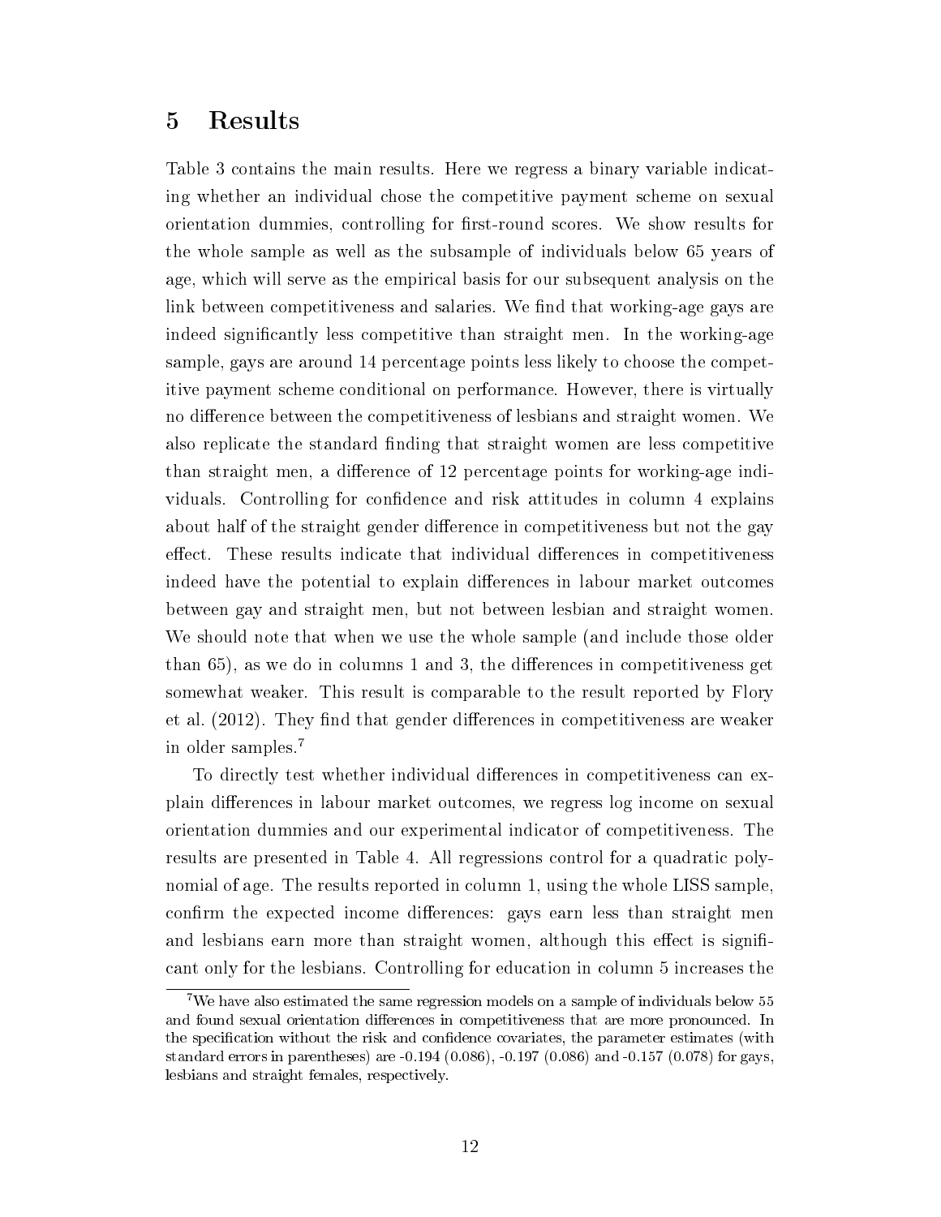# 5 Results

Table 3 contains the main results. Here we regress a binary variable indicating whether an individual chose the competitive payment scheme on sexual orientation dummies, controlling for first-round scores. We show results for the whole sample as well as the subsample of individuals below 65 years of age, which will serve as the empirical basis for our subsequent analysis on the link between competitiveness and salaries. We find that working-age gays are indeed significantly less competitive than straight men. In the working-age sample, gays are around 14 percentage points less likely to choose the competitive payment scheme conditional on performance. However, there is virtually no difference between the competitiveness of lesbians and straight women. We also replicate the standard finding that straight women are less competitive than straight men, a difference of 12 percentage points for working-age individuals. Controlling for confidence and risk attitudes in column 4 explains about half of the straight gender difference in competitiveness but not the gay effect. These results indicate that individual differences in competitiveness indeed have the potential to explain differences in labour market outcomes between gay and straight men, but not between lesbian and straight women. We should note that when we use the whole sample (and include those older than 65), as we do in columns 1 and 3, the differences in competitiveness get somewhat weaker. This result is comparable to the result reported by Flory et al. (2012). They find that gender differences in competitiveness are weaker in older samples.[7]

To directly test whether individual differences in competitiveness can explain differences in labour market outcomes, we regress log income on sexual orientation dummies and our experimental indicator of competitiveness. The results are presented in Table 4. All regressions control for a quadratic polynomial of age. The results reported in column 1, using the whole LISS sample, confirm the expected income differences: gays earn less than straight men and lesbians earn more than straight women, although this effect is significant only for the lesbians. Controlling for education in column 5 increases the

[7] We have also estimated the same regression models on a sample of individuals below 55 and found sexual orientation differences in competitiveness that are more pronounced. In the specification without the risk and confidence covariates, the parameter estimates (with standard errors in parentheses) are -0.194 (0.086), -0.197 (0.086) and -0.157 (0.078) for gays, lesbians and straight females, respectively.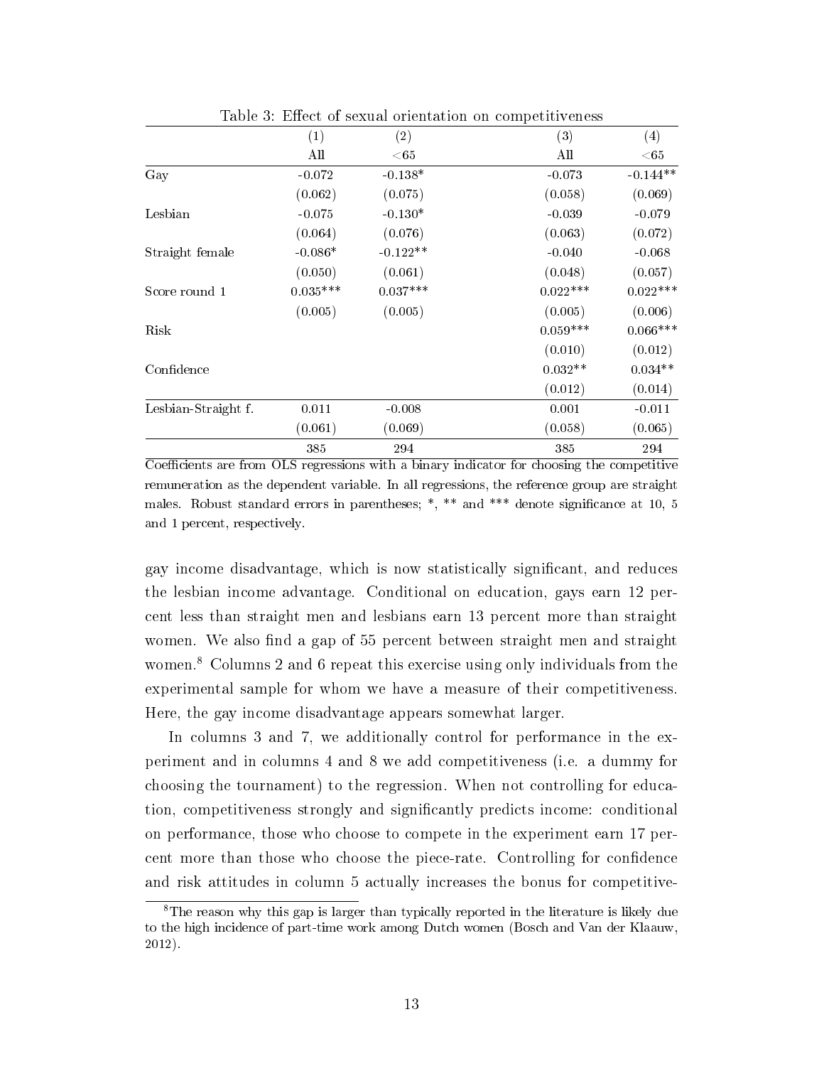Table 3: Effect of sexual orientation on competitiveness

| | (1) | (2) | (3) | (4) |
|---|---|---|---|---|
| | All | <65 | All | <65 |
| Gay | -0.072 | -0.138* | -0.073 | -0.144** |
| | (0.062) | (0.075) | (0.058) | (0.069) |
| Lesbian | -0.075 | -0.130* | -0.039 | -0.079 |
| | (0.064) | (0.076) | (0.063) | (0.072) |
| Straight female | -0.086* | -0.122** | -0.040 | -0.068 |
| | (0.050) | (0.061) | (0.048) | (0.057) |
| Score round 1 | 0.035*** | 0.037*** | 0.022*** | 0.022*** |
| | (0.005) | (0.005) | (0.005) | (0.006) |
| Risk | | | 0.059*** | 0.066*** |
| | | | (0.010) | (0.012) |
| Confidence | | | 0.032** | 0.034** |
| | | | (0.012) | (0.014) |
| Lesbian-Straight f. | 0.011 | -0.008 | 0.001 | -0.011 |
| | (0.061) | (0.069) | (0.058) | (0.065) |
| | 385 | 294 | 385 | 294 |

Coefficients are from OLS regressions with a binary indicator for choosing the competitive remuneration as the dependent variable. In all regressions, the reference group are straight males. Robust standard errors in parentheses; *, ** and *** denote significance at 10, 5 and 1 percent, respectively.

gay income disadvantage, which is now statistically significant, and reduces the lesbian income advantage. Conditional on education, gays earn 12 percent less than straight men and lesbians earn 13 percent more than straight women. We also find a gap of 55 percent between straight men and straight women.[8] Columns 2 and 6 repeat this exercise using only individuals from the experimental sample for whom we have a measure of their competitiveness. Here, the gay income disadvantage appears somewhat larger.

In columns 3 and 7, we additionally control for performance in the experiment and in columns 4 and 8 we add competitiveness (i.e. a dummy for choosing the tournament) to the regression. When not controlling for education, competitiveness strongly and significantly predicts income: conditional on performance, those who choose to compete in the experiment earn 17 percent more than those who choose the piece-rate. Controlling for confidence and risk attitudes in column 5 actually increases the bonus for competitive-

[8] The reason why this gap is larger than typically reported in the literature is likely due to the high incidence of part-time work among Dutch women (Bosch and Van der Klaauw, 2012).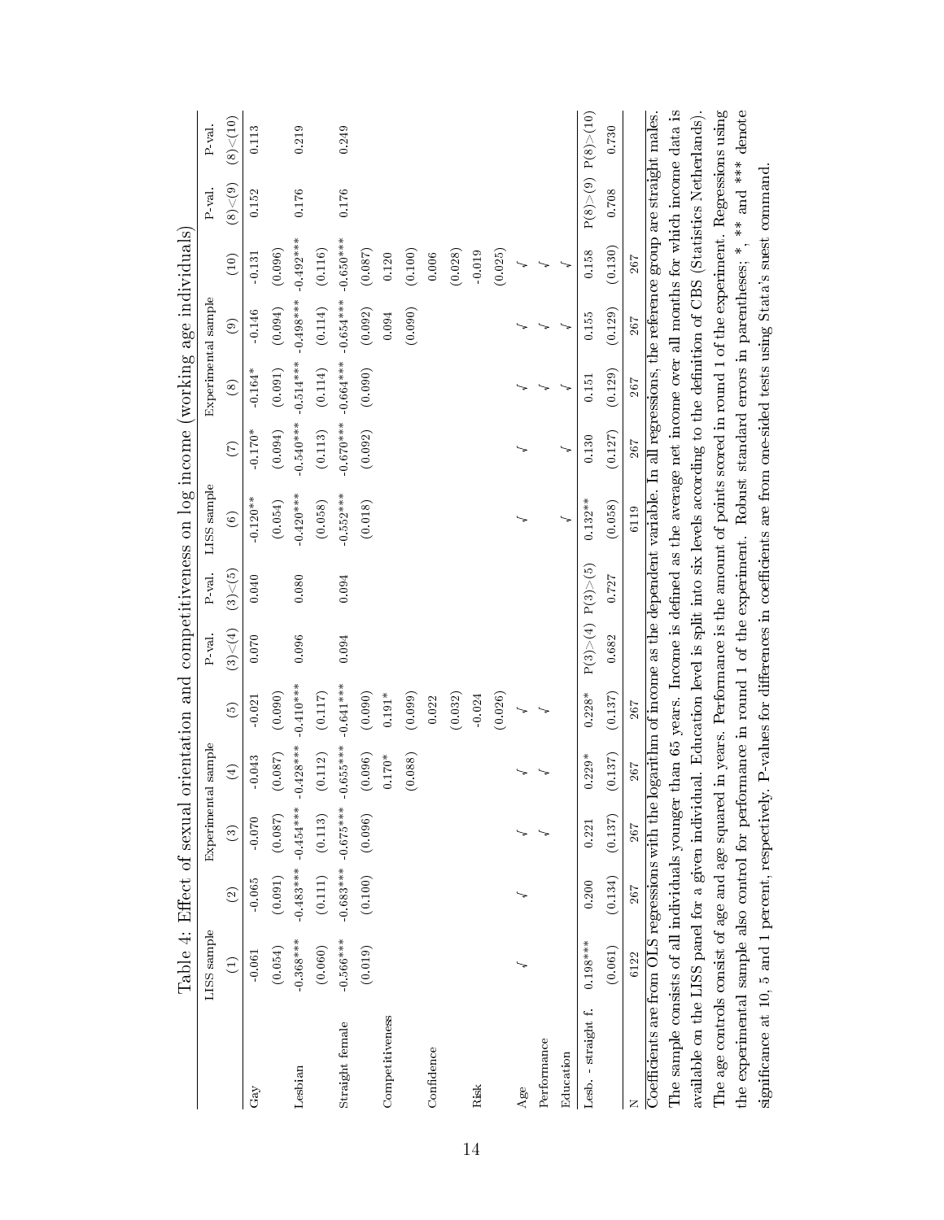Table 4: Effect of sexual orientation and competitiveness on log income (working age individuals)

| | LISS sample | Experimental sample | | | | P-val. | P-val. | LISS sample | Experimental sample | | | | P-val. | P-val. |
|---|---|---|---|---|---|---|---|---|---|---|---|---|---|---|
| | (1) | (2) | (3) | (4) | (5) | (3)<(4) | (3)<(5) | (6) | (7) | (8) | (9) | (10) | (8)<(9) | (8)<(10) |
| Gay | -0.061 | -0.065 | -0.070 | -0.043 | -0.021 | 0.070 | 0.040 | -0.120** | -0.170* | -0.164* | -0.146 | -0.131 | 0.152 | 0.113 |
| | (0.054) | (0.091) | (0.087) | (0.087) | (0.090) | | | (0.054) | (0.094) | (0.091) | (0.094) | (0.096) | | |
| Lesbian | -0.368*** | -0.483*** | -0.454*** | -0.428*** | -0.410*** | 0.096 | 0.080 | -0.420*** | -0.540*** | -0.514*** | -0.498*** | -0.492*** | 0.176 | 0.219 |
| | (0.060) | (0.111) | (0.113) | (0.112) | (0.117) | | | (0.058) | (0.113) | (0.114) | (0.114) | (0.116) | | |
| Straight female | -0.566*** | -0.683*** | -0.675*** | -0.655*** | -0.641*** | 0.094 | 0.094 | -0.552*** | -0.670*** | -0.664*** | -0.654*** | -0.650*** | 0.176 | 0.249 |
| | (0.019) | (0.100) | (0.096) | (0.096) | (0.090) | | | (0.018) | (0.092) | (0.090) | (0.092) | (0.087) | | |
| Competitiveness | | | | 0.170* | 0.191* | | | | | | 0.094 | 0.120 | | |
| | | | | (0.088) | (0.099) | | | | | | (0.090) | (0.100) | | |
| Confidence | | | | | 0.022 | | | | | | | 0.006 | | |
| | | | | | (0.032) | | | | | | | (0.028) | | |
| Risk | | | | | -0.024 | | | | | | | -0.019 | | |
| | | | | | (0.026) | | | | | | | (0.025) | | |
| Age | ✓ | ✓ | ✓ | ✓ | ✓ | | | ✓ | ✓ | ✓ | ✓ | ✓ | | |
| Performance | | | ✓ | ✓ | ✓ | | | | | ✓ | ✓ | ✓ | | |
| Education | | | | | | | | ✓ | ✓ | ✓ | ✓ | ✓ | | |
| Lesb. - straight f. | 0.198*** | 0.200 | 0.221 | 0.229* | 0.228* | P(3)>(4) | P(3)>(5) | 0.132** | 0.130 | 0.151 | 0.155 | 0.158 | P(8)>(9) | P(8)>(10) |
| | (0.061) | (0.134) | (0.137) | (0.137) | (0.137) | 0.682 | 0.727 | (0.058) | (0.127) | (0.129) | (0.129) | (0.130) | 0.708 | 0.730 |
| N | 6122 | 267 | 267 | 267 | 267 | | | 6119 | 267 | 267 | 267 | 267 | | |

Coefficients are from OLS regressions with the logarithm of income as the dependent variable. In all regressions, the reference group are straight males. The sample consists of all individuals younger than 65 years. Income is defined as the average net income over all months for which income data is available on the LISS panel for a given individual. Education level is split into six levels according to the definition of CBS (Statistics Netherlands). The age controls consist of age and age squared in years. Performance is the amount of points scored in round 1 of the experiment. Regressions using the experimental sample also control for performance in round 1 of the experiment. Robust standard errors in parentheses; *, ** and *** denote significance at 10, 5 and 1 percent, respectively. P-values for differences in coefficients are from one-sided tests using Stata's suest command.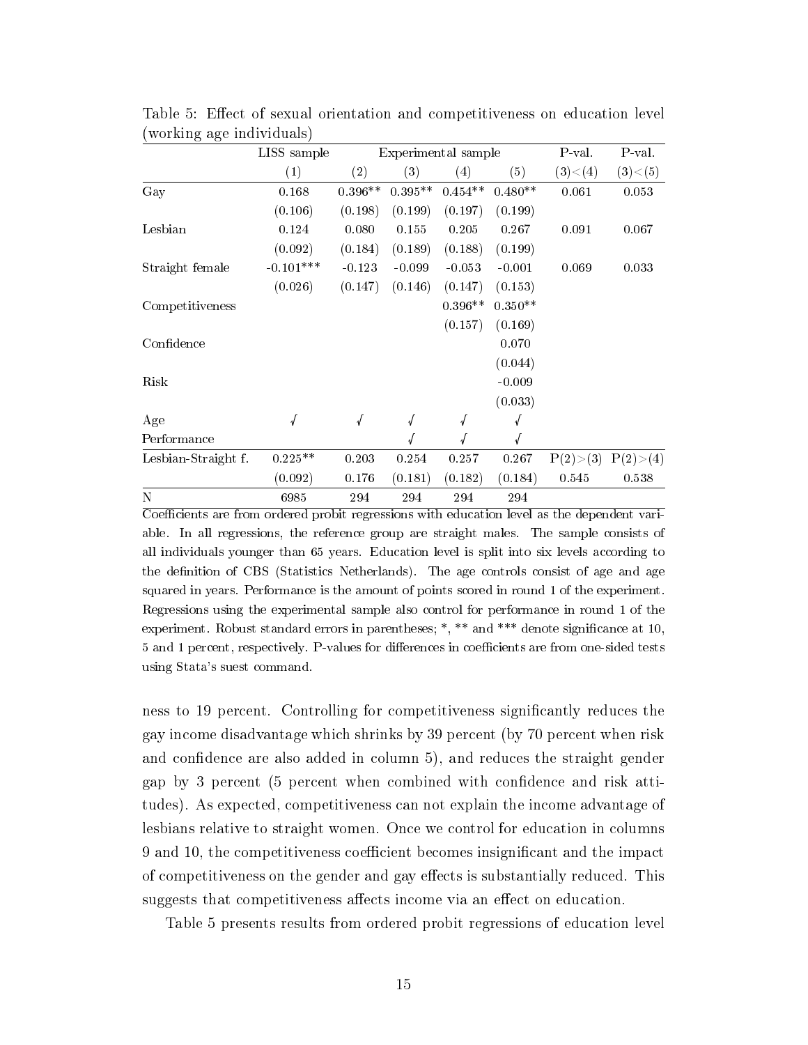Table 5: Effect of sexual orientation and competitiveness on education level (working age individuals)

| | LISS sample | Experimental sample | | | | P-val. | P-val. |
|---|---|---|---|---|---|---|---|
| | (1) | (2) | (3) | (4) | (5) | (3)<(4) | (3)<(5) |
| Gay | 0.168 | 0.396** | 0.395** | 0.454** | 0.480** | 0.061 | 0.053 |
| | (0.106) | (0.198) | (0.199) | (0.197) | (0.199) | | |
| Lesbian | 0.124 | 0.080 | 0.155 | 0.205 | 0.267 | 0.091 | 0.067 |
| | (0.092) | (0.184) | (0.189) | (0.188) | (0.199) | | |
| Straight female | -0.101*** | -0.123 | -0.099 | -0.053 | -0.001 | 0.069 | 0.033 |
| | (0.026) | (0.147) | (0.146) | (0.147) | (0.153) | | |
| Competitiveness | | | | 0.396** | 0.350** | | |
| | | | | (0.157) | (0.169) | | |
| Confidence | | | | | 0.070 | | |
| | | | | | (0.044) | | |
| Risk | | | | | -0.009 | | |
| | | | | | (0.033) | | |
| Age | √ | √ | √ | √ | √ | | |
| Performance | | | √ | √ | √ | | |
| Lesbian-Straight f. | 0.225** | 0.203 | 0.254 | 0.257 | 0.267 | P(2)>(3) | P(2)>(4) |
| | (0.092) | 0.176 | (0.181) | (0.182) | (0.184) | 0.545 | 0.538 |
| N | 6985 | 294 | 294 | 294 | 294 | | |

Coefficients are from ordered probit regressions with education level as the dependent variable. In all regressions, the reference group are straight males. The sample consists of all individuals younger than 65 years. Education level is split into six levels according to the definition of CBS (Statistics Netherlands). The age controls consist of age and age squared in years. Performance is the amount of points scored in round 1 of the experiment. Regressions using the experimental sample also control for performance in round 1 of the experiment. Robust standard errors in parentheses; *, ** and *** denote significance at 10, 5 and 1 percent, respectively. P-values for differences in coefficients are from one-sided tests using Stata's suest command.

ness to 19 percent. Controlling for competitiveness significantly reduces the gay income disadvantage which shrinks by 39 percent (by 70 percent when risk and confidence are also added in column 5), and reduces the straight gender gap by 3 percent (5 percent when combined with confidence and risk attitudes). As expected, competitiveness can not explain the income advantage of lesbians relative to straight women. Once we control for education in columns 9 and 10, the competitiveness coefficient becomes insignificant and the impact of competitiveness on the gender and gay effects is substantially reduced. This suggests that competitiveness affects income via an effect on education.

Table 5 presents results from ordered probit regressions of education level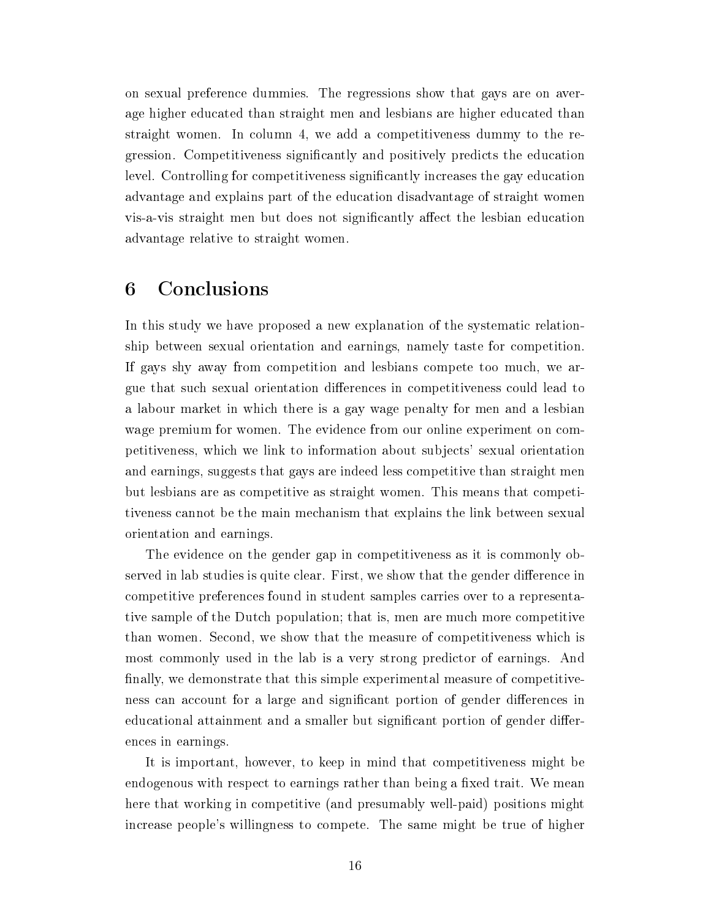on sexual preference dummies. The regressions show that gays are on average higher educated than straight men and lesbians are higher educated than straight women. In column 4, we add a competitiveness dummy to the regression. Competitiveness significantly and positively predicts the education level. Controlling for competitiveness significantly increases the gay education advantage and explains part of the education disadvantage of straight women vis-a-vis straight men but does not significantly affect the lesbian education advantage relative to straight women.

## 6 Conclusions

In this study we have proposed a new explanation of the systematic relationship between sexual orientation and earnings, namely taste for competition. If gays shy away from competition and lesbians compete too much, we argue that such sexual orientation differences in competitiveness could lead to a labour market in which there is a gay wage penalty for men and a lesbian wage premium for women. The evidence from our online experiment on competitiveness, which we link to information about subjects' sexual orientation and earnings, suggests that gays are indeed less competitive than straight men but lesbians are as competitive as straight women. This means that competitiveness cannot be the main mechanism that explains the link between sexual orientation and earnings.

The evidence on the gender gap in competitiveness as it is commonly observed in lab studies is quite clear. First, we show that the gender difference in competitive preferences found in student samples carries over to a representative sample of the Dutch population; that is, men are much more competitive than women. Second, we show that the measure of competitiveness which is most commonly used in the lab is a very strong predictor of earnings. And finally, we demonstrate that this simple experimental measure of competitiveness can account for a large and significant portion of gender differences in educational attainment and a smaller but significant portion of gender differences in earnings.

It is important, however, to keep in mind that competitiveness might be endogenous with respect to earnings rather than being a fixed trait. We mean here that working in competitive (and presumably well-paid) positions might increase people's willingness to compete. The same might be true of higher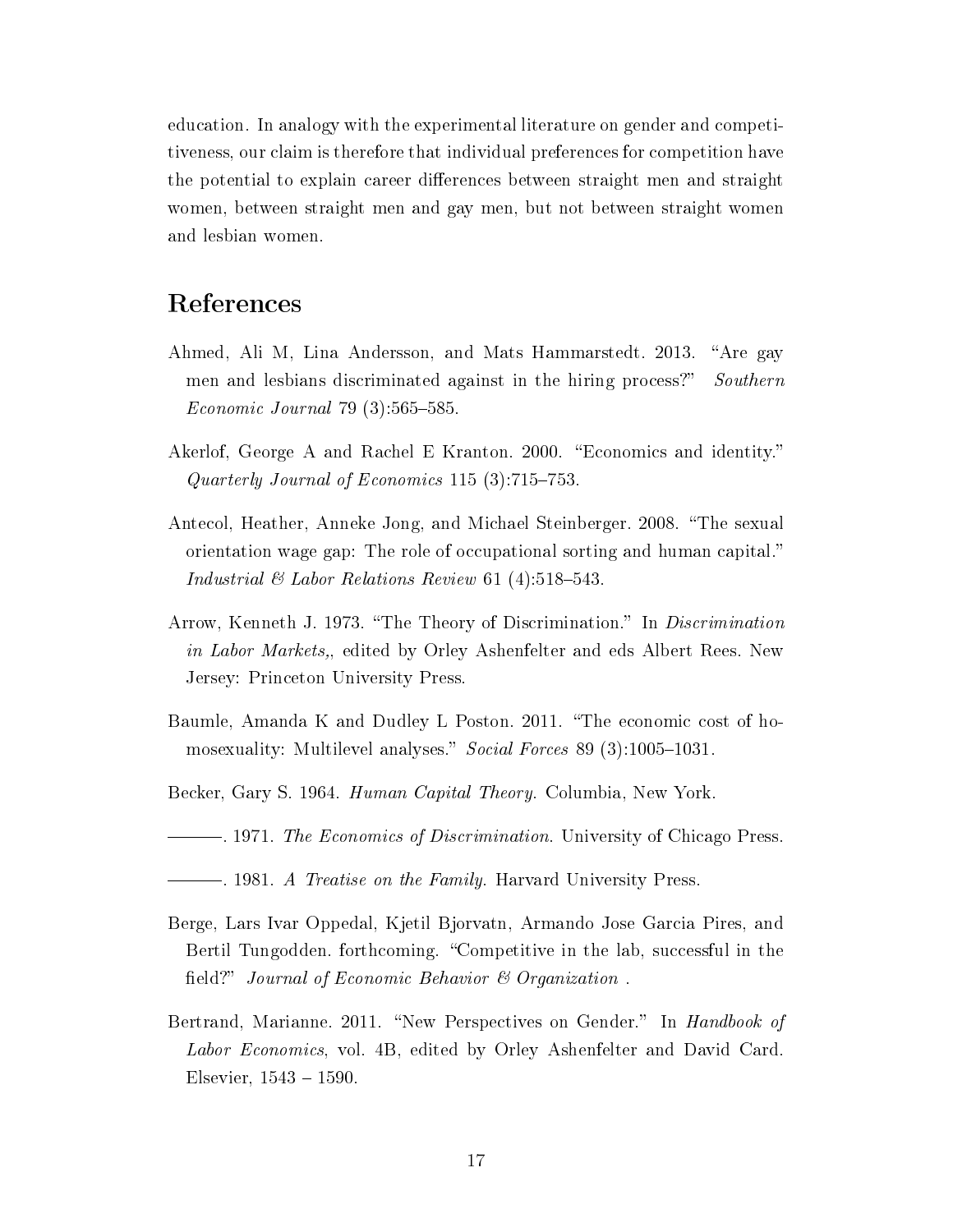education. In analogy with the experimental literature on gender and competitiveness, our claim is therefore that individual preferences for competition have the potential to explain career differences between straight men and straight women, between straight men and gay men, but not between straight women and lesbian women.

## References

Ahmed, Ali M, Lina Andersson, and Mats Hammarstedt. 2013. "Are gay men and lesbians discriminated against in the hiring process?" *Southern Economic Journal* 79 (3):565–585.

Akerlof, George A and Rachel E Kranton. 2000. "Economics and identity." *Quarterly Journal of Economics* 115 (3):715–753.

Antecol, Heather, Anneke Jong, and Michael Steinberger. 2008. "The sexual orientation wage gap: The role of occupational sorting and human capital." *Industrial & Labor Relations Review* 61 (4):518–543.

Arrow, Kenneth J. 1973. "The Theory of Discrimination." In *Discrimination in Labor Markets,*, edited by Orley Ashenfelter and eds Albert Rees. New Jersey: Princeton University Press.

Baumle, Amanda K and Dudley L Poston. 2011. "The economic cost of homosexuality: Multilevel analyses." *Social Forces* 89 (3):1005–1031.

Becker, Gary S. 1964. *Human Capital Theory*. Columbia, New York.

———. 1971. *The Economics of Discrimination*. University of Chicago Press.

———. 1981. *A Treatise on the Family*. Harvard University Press.

Berge, Lars Ivar Oppedal, Kjetil Bjorvatn, Armando Jose Garcia Pires, and Bertil Tungodden. forthcoming. "Competitive in the lab, successful in the field?" *Journal of Economic Behavior & Organization* .

Bertrand, Marianne. 2011. "New Perspectives on Gender." In *Handbook of Labor Economics*, vol. 4B, edited by Orley Ashenfelter and David Card. Elsevier, 1543 – 1590.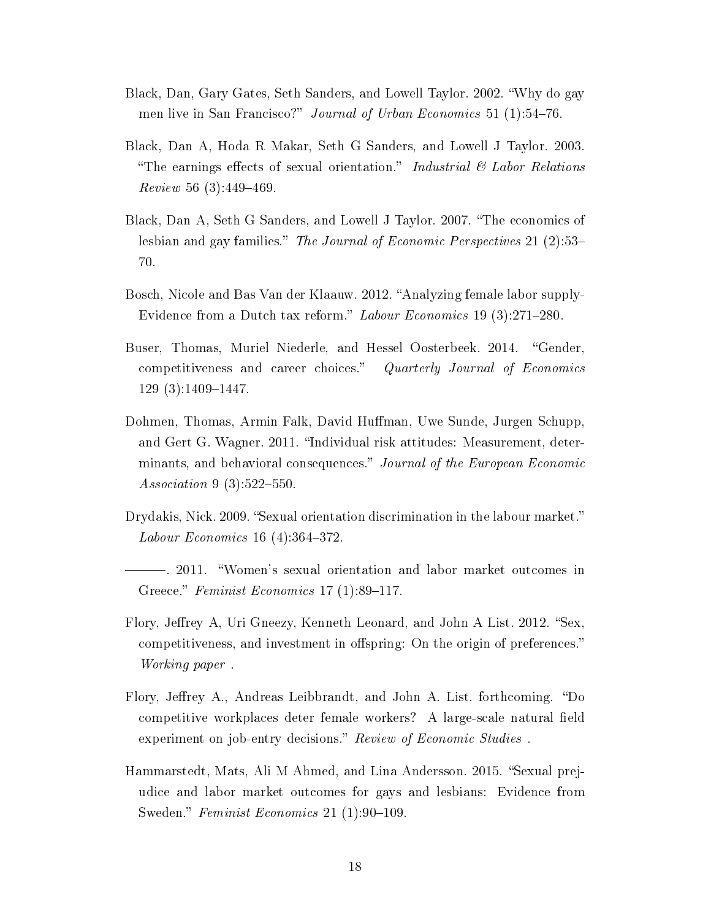Black, Dan, Gary Gates, Seth Sanders, and Lowell Taylor. 2002. "Why do gay men live in San Francisco?" *Journal of Urban Economics* 51 (1):54–76.

Black, Dan A, Hoda R Makar, Seth G Sanders, and Lowell J Taylor. 2003. "The earnings effects of sexual orientation." *Industrial & Labor Relations Review* 56 (3):449–469.

Black, Dan A, Seth G Sanders, and Lowell J Taylor. 2007. "The economics of lesbian and gay families." *The Journal of Economic Perspectives* 21 (2):53–70.

Bosch, Nicole and Bas Van der Klaauw. 2012. "Analyzing female labor supply-Evidence from a Dutch tax reform." *Labour Economics* 19 (3):271–280.

Buser, Thomas, Muriel Niederle, and Hessel Oosterbeek. 2014. "Gender, competitiveness and career choices." *Quarterly Journal of Economics* 129 (3):1409–1447.

Dohmen, Thomas, Armin Falk, David Huffman, Uwe Sunde, Jurgen Schupp, and Gert G. Wagner. 2011. "Individual risk attitudes: Measurement, determinants, and behavioral consequences." *Journal of the European Economic Association* 9 (3):522–550.

Drydakis, Nick. 2009. "Sexual orientation discrimination in the labour market." *Labour Economics* 16 (4):364–372.

———. 2011. "Women's sexual orientation and labor market outcomes in Greece." *Feminist Economics* 17 (1):89–117.

Flory, Jeffrey A, Uri Gneezy, Kenneth Leonard, and John A List. 2012. "Sex, competitiveness, and investment in offspring: On the origin of preferences." *Working paper* .

Flory, Jeffrey A., Andreas Leibbrandt, and John A. List. forthcoming. "Do competitive workplaces deter female workers? A large-scale natural field experiment on job-entry decisions." *Review of Economic Studies* .

Hammarstedt, Mats, Ali M Ahmed, and Lina Andersson. 2015. "Sexual prejudice and labor market outcomes for gays and lesbians: Evidence from Sweden." *Feminist Economics* 21 (1):90–109.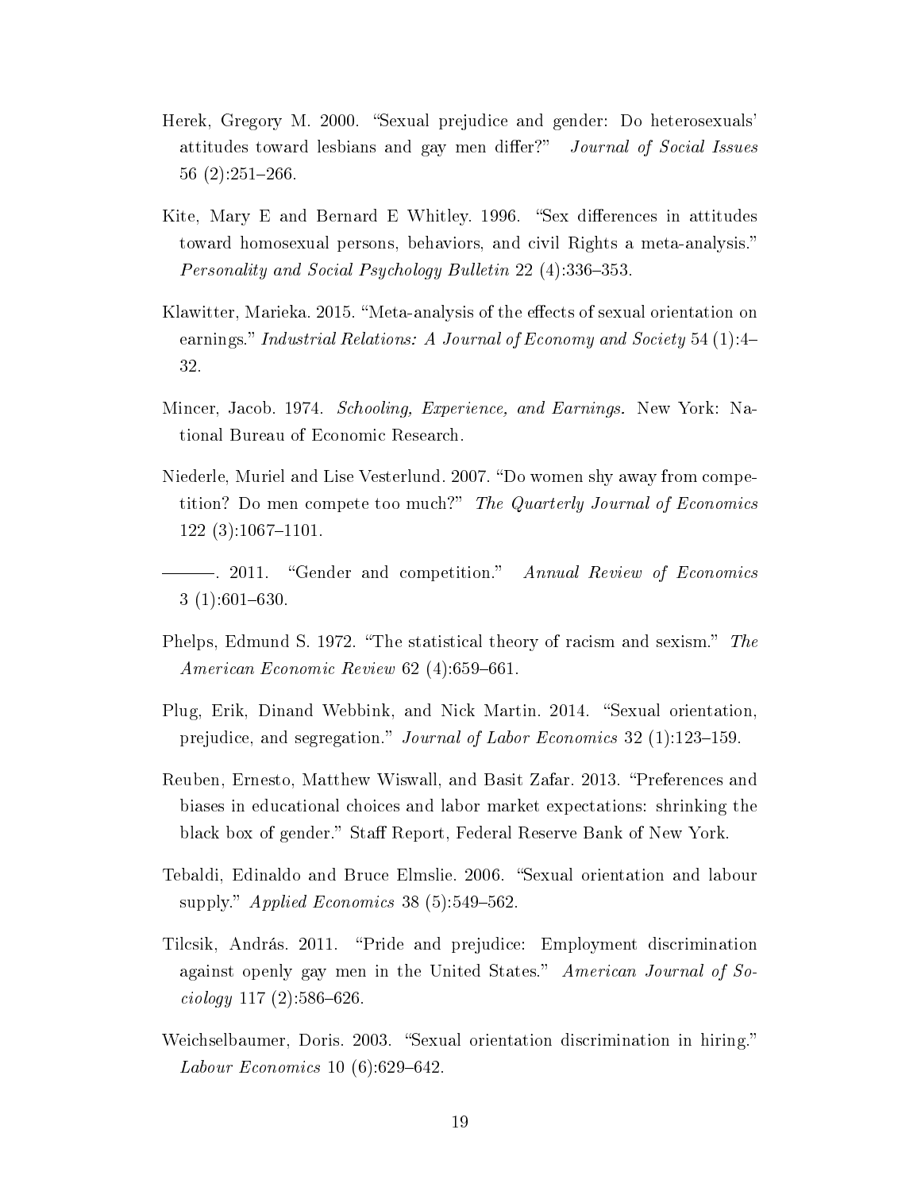Herek, Gregory M. 2000. "Sexual prejudice and gender: Do heterosexuals' attitudes toward lesbians and gay men differ?" *Journal of Social Issues* 56 (2):251–266.

Kite, Mary E and Bernard E Whitley. 1996. "Sex differences in attitudes toward homosexual persons, behaviors, and civil Rights a meta-analysis." *Personality and Social Psychology Bulletin* 22 (4):336–353.

Klawitter, Marieka. 2015. "Meta-analysis of the effects of sexual orientation on earnings." *Industrial Relations: A Journal of Economy and Society* 54 (1):4–32.

Mincer, Jacob. 1974. *Schooling, Experience, and Earnings.* New York: National Bureau of Economic Research.

Niederle, Muriel and Lise Vesterlund. 2007. "Do women shy away from competition? Do men compete too much?" *The Quarterly Journal of Economics* 122 (3):1067–1101.

———. 2011. "Gender and competition." *Annual Review of Economics* 3 (1):601–630.

Phelps, Edmund S. 1972. "The statistical theory of racism and sexism." *The American Economic Review* 62 (4):659–661.

Plug, Erik, Dinand Webbink, and Nick Martin. 2014. "Sexual orientation, prejudice, and segregation." *Journal of Labor Economics* 32 (1):123–159.

Reuben, Ernesto, Matthew Wiswall, and Basit Zafar. 2013. "Preferences and biases in educational choices and labor market expectations: shrinking the black box of gender." Staff Report, Federal Reserve Bank of New York.

Tebaldi, Edinaldo and Bruce Elmslie. 2006. "Sexual orientation and labour supply." *Applied Economics* 38 (5):549–562.

Tilcsik, András. 2011. "Pride and prejudice: Employment discrimination against openly gay men in the United States." *American Journal of Sociology* 117 (2):586–626.

Weichselbaumer, Doris. 2003. "Sexual orientation discrimination in hiring." *Labour Economics* 10 (6):629–642.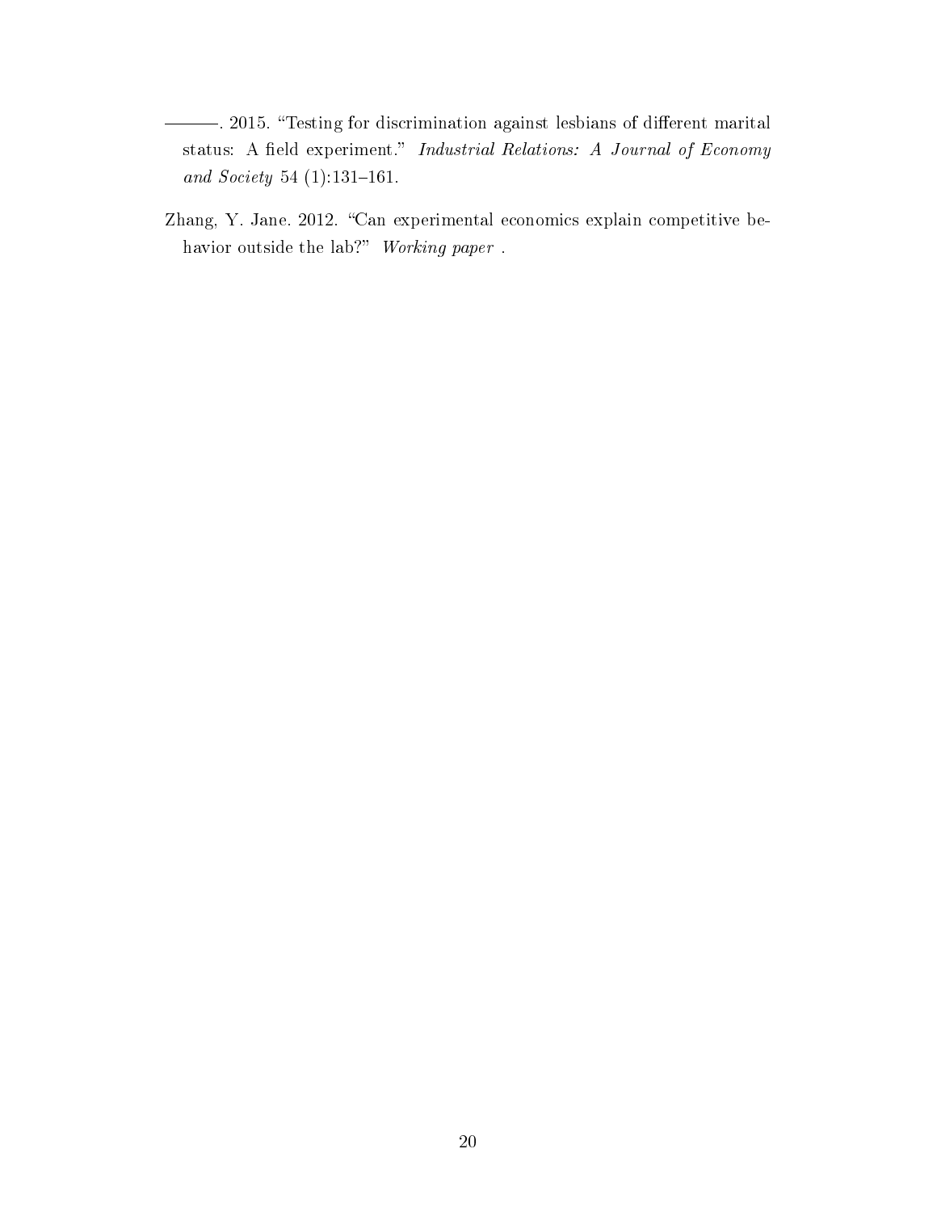———. 2015. "Testing for discrimination against lesbians of different marital status: A field experiment." *Industrial Relations: A Journal of Economy and Society* 54 (1):131–161.

Zhang, Y. Jane. 2012. "Can experimental economics explain competitive behavior outside the lab?" *Working paper* .